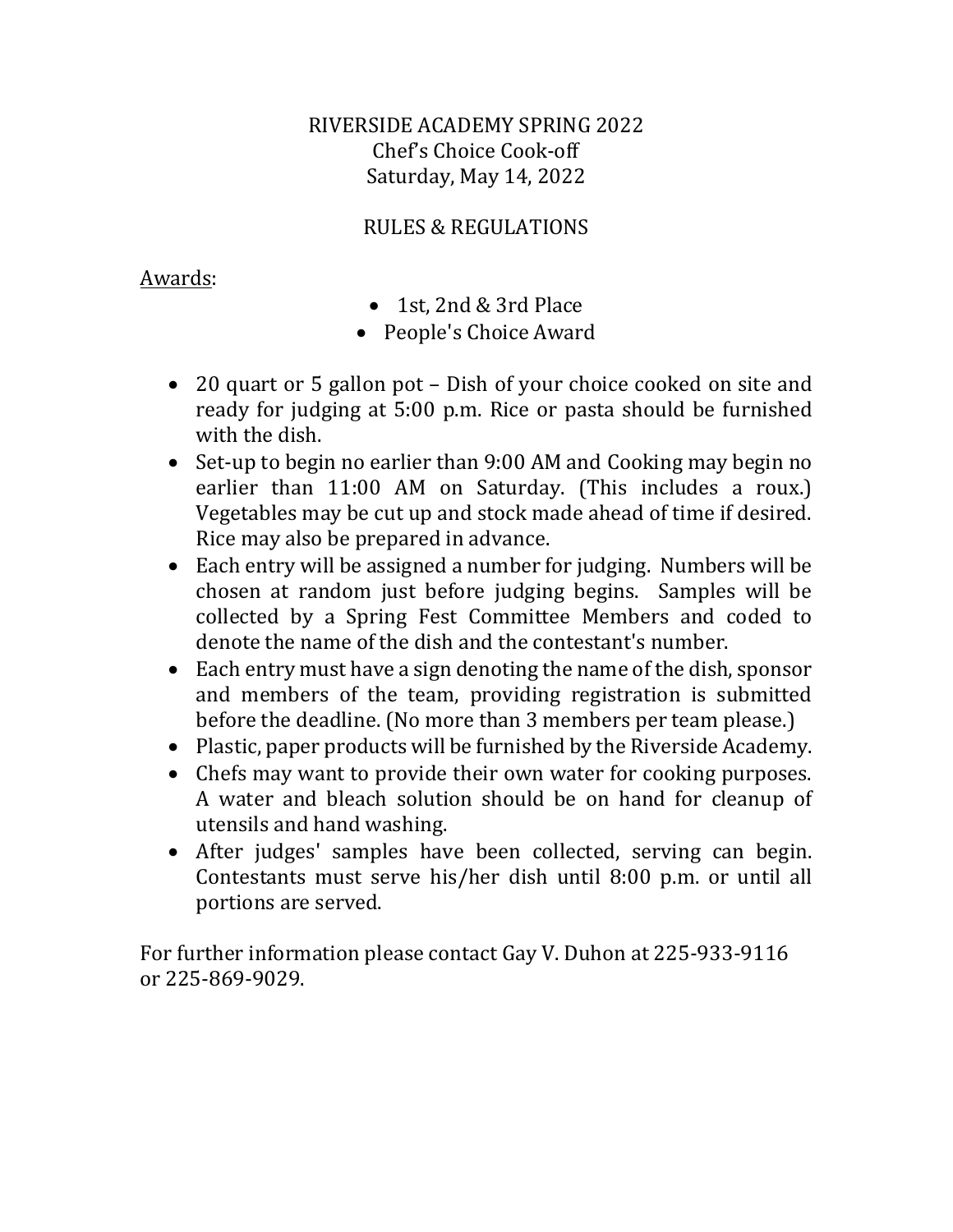# RIVERSIDE ACADEMY SPRING 2022
## Chef's Choice Cook-off
### Saturday, May 14, 2022

## RULES & REGULATIONS

Awards:

- 1st, 2nd & 3rd Place
- People's Choice Award

- 20 quart or 5 gallon pot – Dish of your choice cooked on site and ready for judging at 5:00 p.m. Rice or pasta should be furnished with the dish.
- Set-up to begin no earlier than 9:00 AM and Cooking may begin no earlier than 11:00 AM on Saturday. (This includes a roux.) Vegetables may be cut up and stock made ahead of time if desired. Rice may also be prepared in advance.
- Each entry will be assigned a number for judging. Numbers will be chosen at random just before judging begins. Samples will be collected by a Spring Fest Committee Members and coded to denote the name of the dish and the contestant's number.
- Each entry must have a sign denoting the name of the dish, sponsor and members of the team, providing registration is submitted before the deadline. (No more than 3 members per team please.)
- Plastic, paper products will be furnished by the Riverside Academy.
- Chefs may want to provide their own water for cooking purposes. A water and bleach solution should be on hand for cleanup of utensils and hand washing.
- After judges' samples have been collected, serving can begin. Contestants must serve his/her dish until 8:00 p.m. or until all portions are served.

For further information please contact Gay V. Duhon at 225-933-9116 or 225-869-9029.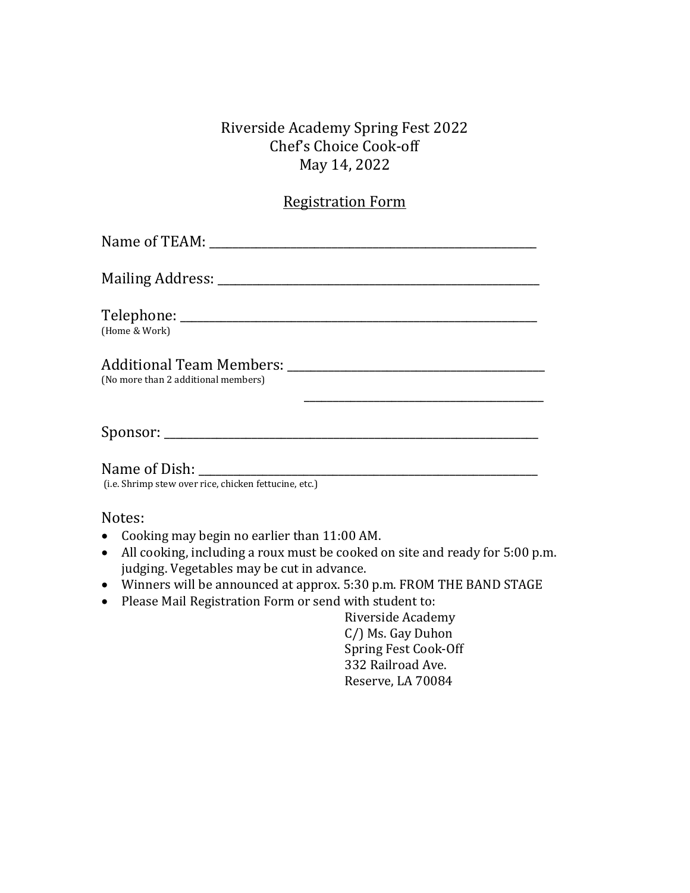Riverside Academy Spring Fest 2022
Chef's Choice Cook-off
May 14, 2022

## Registration Form

Name of TEAM: ______________________________________________

Mailing Address: ____________________________________________

Telephone: _________________________________________________
(Home & Work)

Additional Team Members: ___________________________________
(No more than 2 additional members)

___________________________________

Sponsor: ___________________________________________________

Name of Dish: ______________________________________________
(i.e. Shrimp stew over rice, chicken fettucine, etc.)

Notes:

- Cooking may begin no earlier than 11:00 AM.
- All cooking, including a roux must be cooked on site and ready for 5:00 p.m. judging. Vegetables may be cut in advance.
- Winners will be announced at approx. 5:30 p.m. FROM THE BAND STAGE
- Please Mail Registration Form or send with student to:

Riverside Academy
C/) Ms. Gay Duhon
Spring Fest Cook-Off
332 Railroad Ave.
Reserve, LA 70084